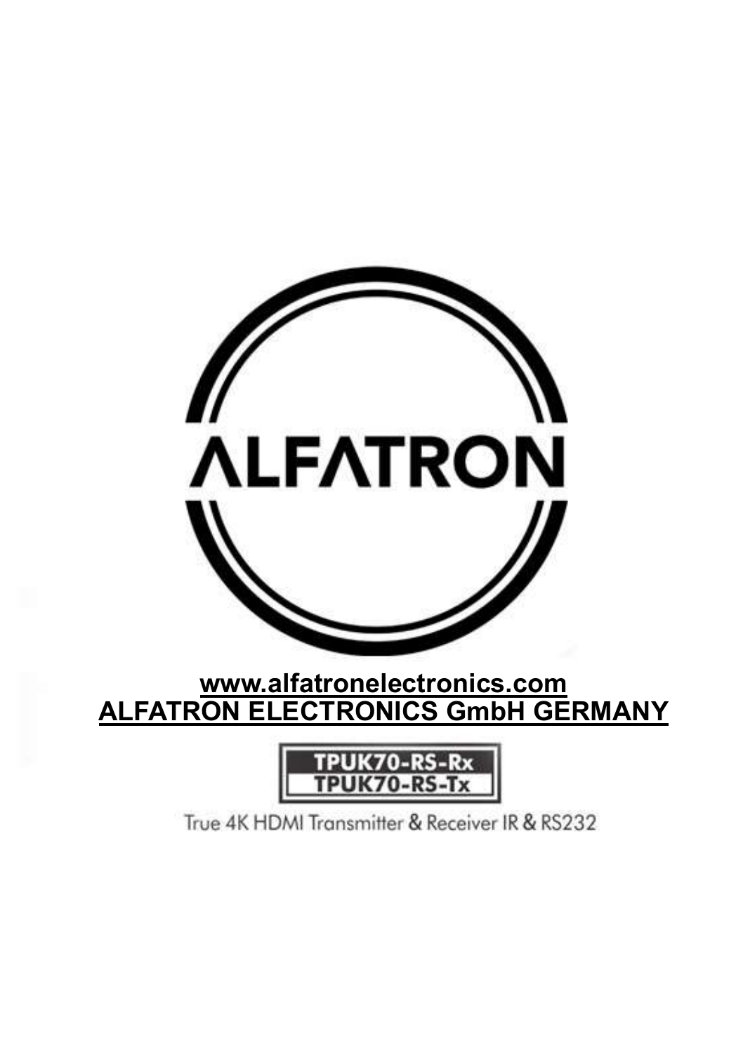ALFATRON

www.alfatronelectronics.com

ALFATRON ELECTRONICS GmbH GERMANY

TPUK70-RS-Rx

TPUK70-RS-Tx

True 4K HDMI Transmitter & Receiver IR & RS232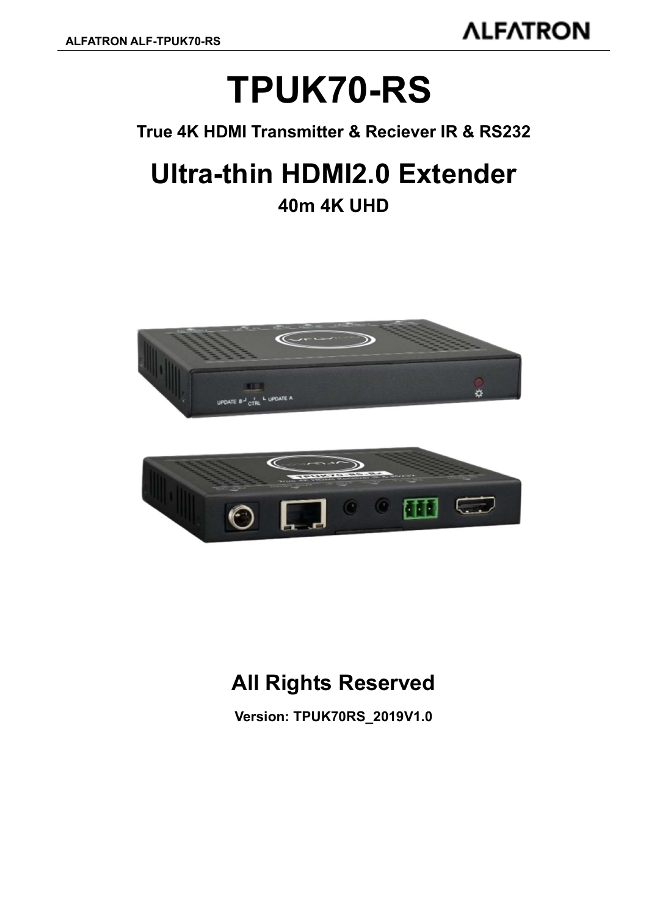# TPUK70-RS

**True 4K HDMI Transmitter & Reciever IR & RS232**

# Ultra-thin HDMI2.0 Extender

**40m 4K UHD**

## All Rights Reserved

**Version: TPUK70RS_2019V1.0**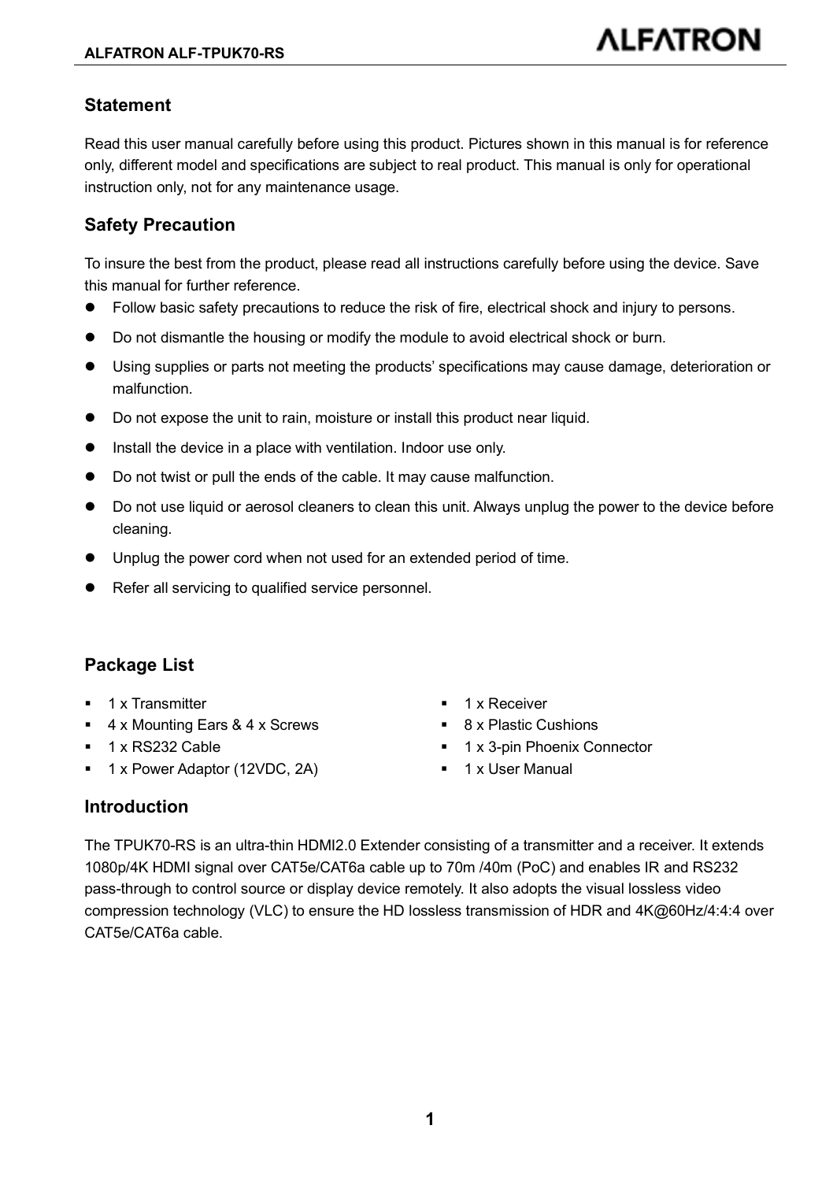## Statement

Read this user manual carefully before using this product. Pictures shown in this manual is for reference only, different model and specifications are subject to real product. This manual is only for operational instruction only, not for any maintenance usage.

## Safety Precaution

To insure the best from the product, please read all instructions carefully before using the device. Save this manual for further reference.

- Follow basic safety precautions to reduce the risk of fire, electrical shock and injury to persons.
- Do not dismantle the housing or modify the module to avoid electrical shock or burn.
- Using supplies or parts not meeting the products' specifications may cause damage, deterioration or malfunction.
- Do not expose the unit to rain, moisture or install this product near liquid.
- Install the device in a place with ventilation. Indoor use only.
- Do not twist or pull the ends of the cable. It may cause malfunction.
- Do not use liquid or aerosol cleaners to clean this unit. Always unplug the power to the device before cleaning.
- Unplug the power cord when not used for an extended period of time.
- Refer all servicing to qualified service personnel.

## Package List

- 1 x Transmitter
- 4 x Mounting Ears & 4 x Screws
- 1 x RS232 Cable
- 1 x Power Adaptor (12VDC, 2A)
- 1 x Receiver
- 8 x Plastic Cushions
- 1 x 3-pin Phoenix Connector
- 1 x User Manual

## Introduction

The TPUK70-RS is an ultra-thin HDMI2.0 Extender consisting of a transmitter and a receiver. It extends 1080p/4K HDMI signal over CAT5e/CAT6a cable up to 70m /40m (PoC) and enables IR and RS232 pass-through to control source or display device remotely. It also adopts the visual lossless video compression technology (VLC) to ensure the HD lossless transmission of HDR and 4K@60Hz/4:4:4 over CAT5e/CAT6a cable.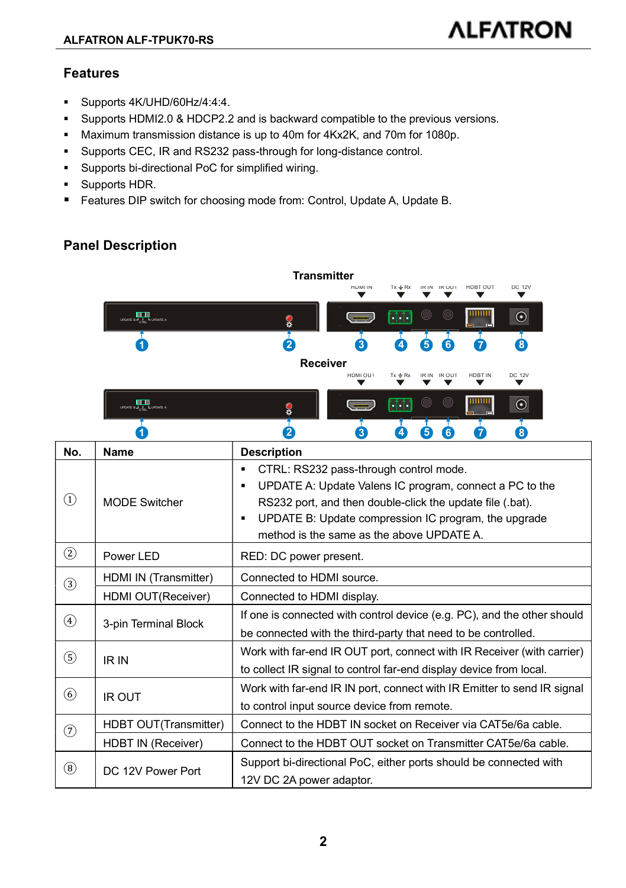## Features

- Supports 4K/UHD/60Hz/4:4:4.
- Supports HDMI2.0 & HDCP2.2 and is backward compatible to the previous versions.
- Maximum transmission distance is up to 40m for 4Kx2K, and 70m for 1080p.
- Supports CEC, IR and RS232 pass-through for long-distance control.
- Supports bi-directional PoC for simplified wiring.
- Supports HDR.
- Features DIP switch for choosing mode from: Control, Update A, Update B.

## Panel Description

**Transmitter**

**Receiver**

| No. | Name | Description |
|---|---|---|
| ① | MODE Switcher | ▪ CTRL: RS232 pass-through control mode.<br>▪ UPDATE A: Update Valens IC program, connect a PC to the RS232 port, and then double-click the update file (.bat).<br>▪ UPDATE B: Update compression IC program, the upgrade method is the same as the above UPDATE A. |
| ② | Power LED | RED: DC power present. |
| ③ | HDMI IN (Transmitter) | Connected to HDMI source. |
| | HDMI OUT(Receiver) | Connected to HDMI display. |
| ④ | 3-pin Terminal Block | If one is connected with control device (e.g. PC), and the other should be connected with the third-party that need to be controlled. |
| ⑤ | IR IN | Work with far-end IR OUT port, connect with IR Receiver (with carrier) to collect IR signal to control far-end display device from local. |
| ⑥ | IR OUT | Work with far-end IR IN port, connect with IR Emitter to send IR signal to control input source device from remote. |
| ⑦ | HDBT OUT(Transmitter) | Connect to the HDBT IN socket on Receiver via CAT5e/6a cable. |
| | HDBT IN (Receiver) | Connect to the HDBT OUT socket on Transmitter CAT5e/6a cable. |
| ⑧ | DC 12V Power Port | Support bi-directional PoC, either ports should be connected with 12V DC 2A power adaptor. |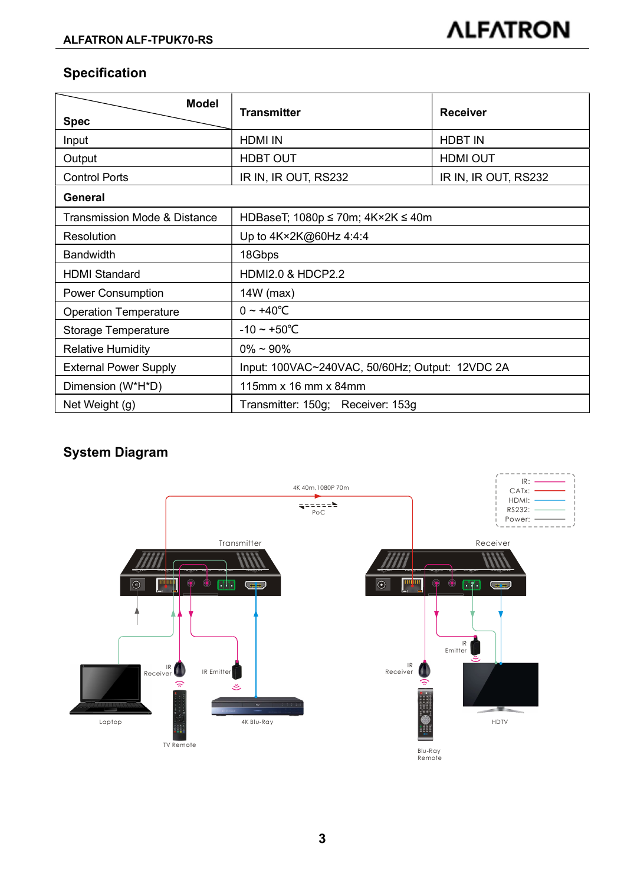## Specification

| Spec \ Model | Transmitter | Receiver |
|---|---|---|
| Input | HDMI IN | HDBT IN |
| Output | HDBT OUT | HDMI OUT |
| Control Ports | IR IN, IR OUT, RS232 | IR IN, IR OUT, RS232 |
| **General** | | |
| Transmission Mode & Distance | HDBaseT; 1080p ≤ 70m; 4K×2K ≤ 40m | |
| Resolution | Up to 4K×2K@60Hz 4:4:4 | |
| Bandwidth | 18Gbps | |
| HDMI Standard | HDMI2.0 & HDCP2.2 | |
| Power Consumption | 14W (max) | |
| Operation Temperature | 0 ~ +40℃ | |
| Storage Temperature | -10 ~ +50℃ | |
| Relative Humidity | 0% ~ 90% | |
| External Power Supply | Input: 100VAC~240VAC, 50/60Hz; Output: 12VDC 2A | |
| Dimension (W*H*D) | 115mm x 16 mm x 84mm | |
| Net Weight (g) | Transmitter: 150g; Receiver: 153g | |

## System Diagram

4K 40m,1080P 70m

PoC

IR:
CATx:
HDMI:
RS232:
Power:

Transmitter

Receiver

IR Receiver

IR Emitter

Laptop

TV Remote

4K Blu-Ray

IR Emitter

IR Receiver

HDTV

Blu-Ray Remote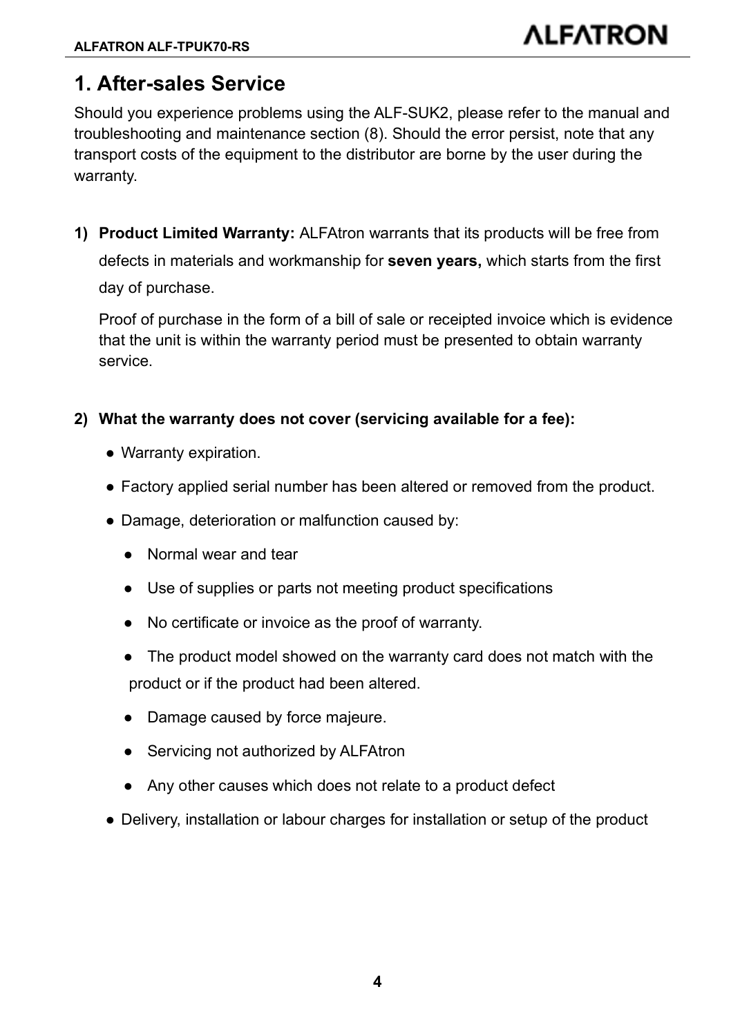# 1. After-sales Service

Should you experience problems using the ALF-SUK2, please refer to the manual and troubleshooting and maintenance section (8). Should the error persist, note that any transport costs of the equipment to the distributor are borne by the user during the warranty.

1) **Product Limited Warranty:** ALFAtron warrants that its products will be free from defects in materials and workmanship for **seven years,** which starts from the first day of purchase.

   Proof of purchase in the form of a bill of sale or receipted invoice which is evidence that the unit is within the warranty period must be presented to obtain warranty service.

2) **What the warranty does not cover (servicing available for a fee):**
   - Warranty expiration.
   - Factory applied serial number has been altered or removed from the product.
   - Damage, deterioration or malfunction caused by:
     - Normal wear and tear
     - Use of supplies or parts not meeting product specifications
     - No certificate or invoice as the proof of warranty.
     - The product model showed on the warranty card does not match with the product or if the product had been altered.
     - Damage caused by force majeure.
     - Servicing not authorized by ALFAtron
     - Any other causes which does not relate to a product defect
   - Delivery, installation or labour charges for installation or setup of the product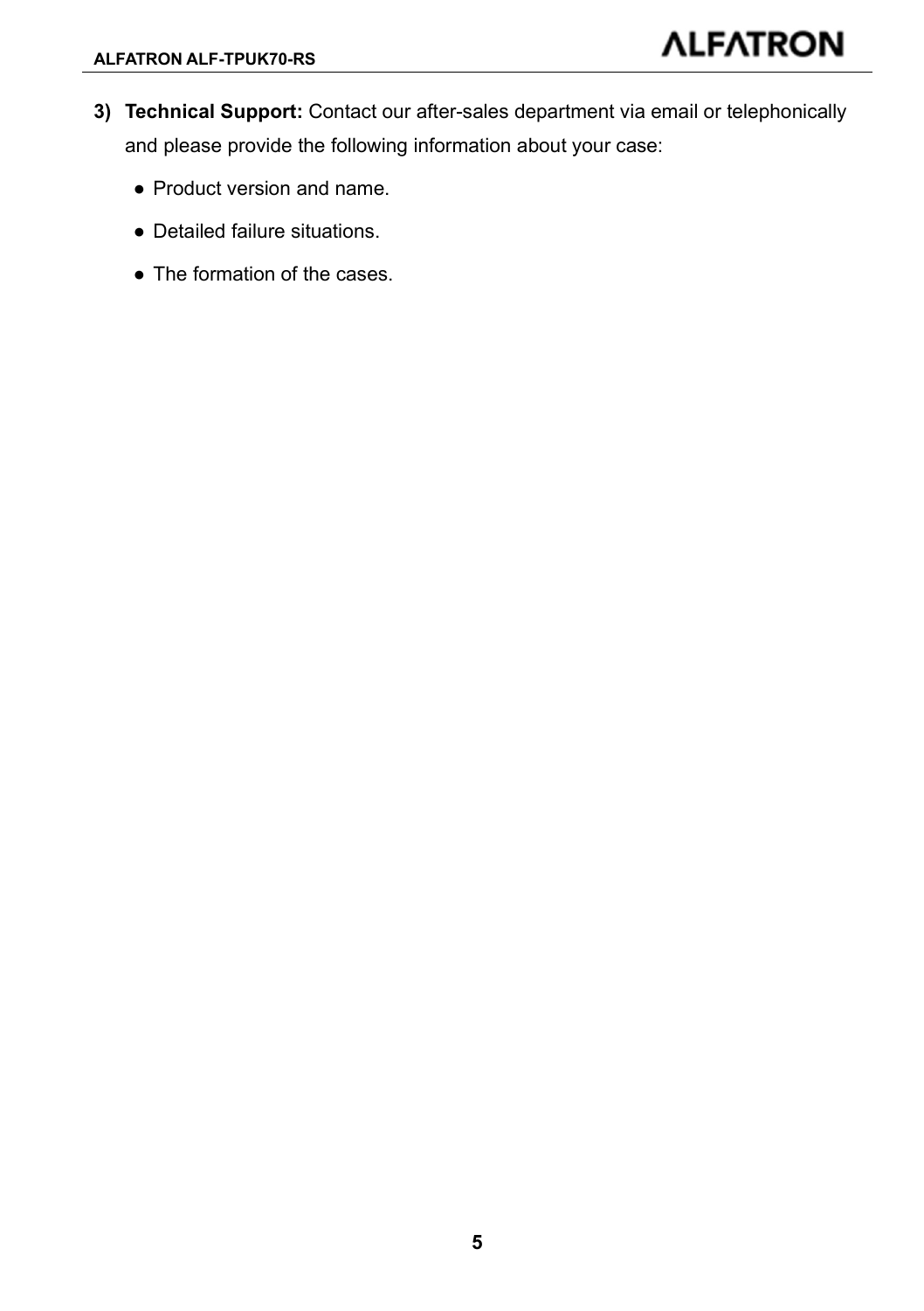3) **Technical Support:** Contact our after-sales department via email or telephonically and please provide the following information about your case:

    - Product version and name.
    - Detailed failure situations.
    - The formation of the cases.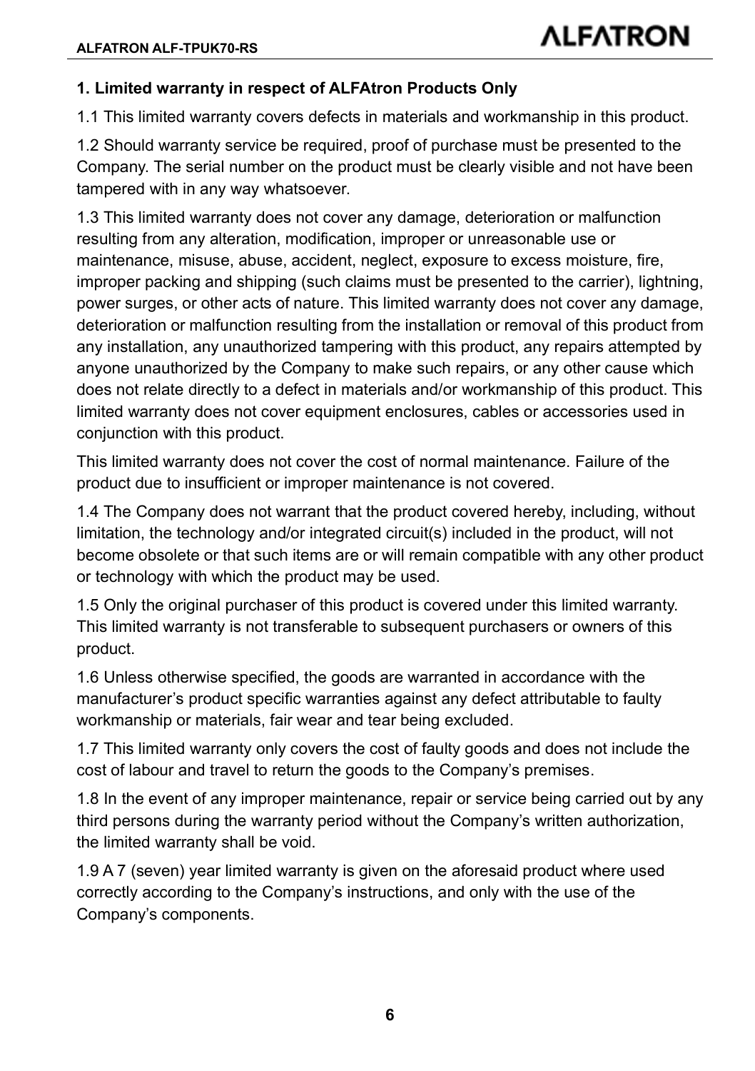## 1. Limited warranty in respect of ALFAtron Products Only

1.1 This limited warranty covers defects in materials and workmanship in this product.

1.2 Should warranty service be required, proof of purchase must be presented to the Company. The serial number on the product must be clearly visible and not have been tampered with in any way whatsoever.

1.3 This limited warranty does not cover any damage, deterioration or malfunction resulting from any alteration, modification, improper or unreasonable use or maintenance, misuse, abuse, accident, neglect, exposure to excess moisture, fire, improper packing and shipping (such claims must be presented to the carrier), lightning, power surges, or other acts of nature. This limited warranty does not cover any damage, deterioration or malfunction resulting from the installation or removal of this product from any installation, any unauthorized tampering with this product, any repairs attempted by anyone unauthorized by the Company to make such repairs, or any other cause which does not relate directly to a defect in materials and/or workmanship of this product. This limited warranty does not cover equipment enclosures, cables or accessories used in conjunction with this product.

This limited warranty does not cover the cost of normal maintenance. Failure of the product due to insufficient or improper maintenance is not covered.

1.4 The Company does not warrant that the product covered hereby, including, without limitation, the technology and/or integrated circuit(s) included in the product, will not become obsolete or that such items are or will remain compatible with any other product or technology with which the product may be used.

1.5 Only the original purchaser of this product is covered under this limited warranty. This limited warranty is not transferable to subsequent purchasers or owners of this product.

1.6 Unless otherwise specified, the goods are warranted in accordance with the manufacturer's product specific warranties against any defect attributable to faulty workmanship or materials, fair wear and tear being excluded.

1.7 This limited warranty only covers the cost of faulty goods and does not include the cost of labour and travel to return the goods to the Company's premises.

1.8 In the event of any improper maintenance, repair or service being carried out by any third persons during the warranty period without the Company's written authorization, the limited warranty shall be void.

1.9 A 7 (seven) year limited warranty is given on the aforesaid product where used correctly according to the Company's instructions, and only with the use of the Company's components.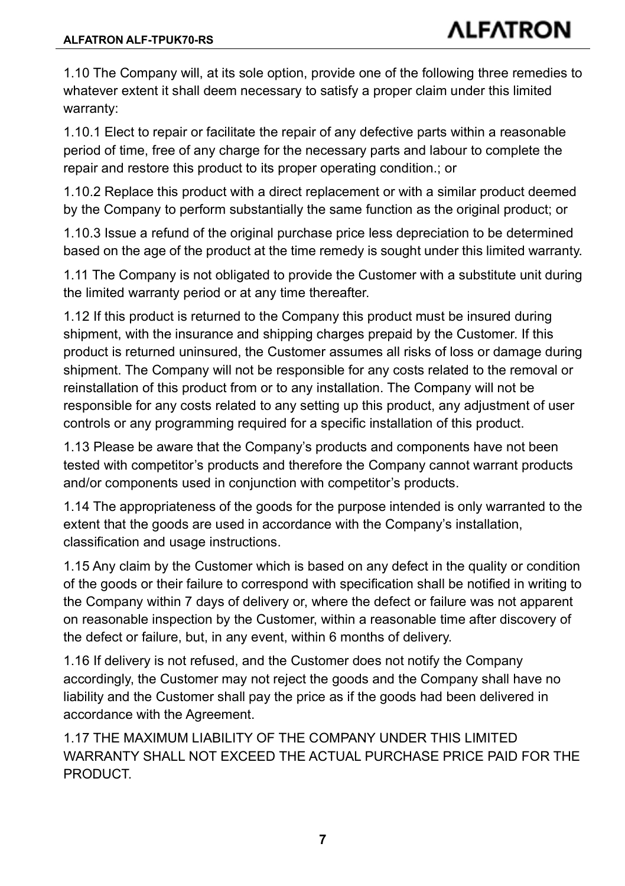1.10 The Company will, at its sole option, provide one of the following three remedies to whatever extent it shall deem necessary to satisfy a proper claim under this limited warranty:

1.10.1 Elect to repair or facilitate the repair of any defective parts within a reasonable period of time, free of any charge for the necessary parts and labour to complete the repair and restore this product to its proper operating condition.; or

1.10.2 Replace this product with a direct replacement or with a similar product deemed by the Company to perform substantially the same function as the original product; or

1.10.3 Issue a refund of the original purchase price less depreciation to be determined based on the age of the product at the time remedy is sought under this limited warranty.

1.11 The Company is not obligated to provide the Customer with a substitute unit during the limited warranty period or at any time thereafter.

1.12 If this product is returned to the Company this product must be insured during shipment, with the insurance and shipping charges prepaid by the Customer. If this product is returned uninsured, the Customer assumes all risks of loss or damage during shipment. The Company will not be responsible for any costs related to the removal or reinstallation of this product from or to any installation. The Company will not be responsible for any costs related to any setting up this product, any adjustment of user controls or any programming required for a specific installation of this product.

1.13 Please be aware that the Company's products and components have not been tested with competitor's products and therefore the Company cannot warrant products and/or components used in conjunction with competitor's products.

1.14 The appropriateness of the goods for the purpose intended is only warranted to the extent that the goods are used in accordance with the Company's installation, classification and usage instructions.

1.15 Any claim by the Customer which is based on any defect in the quality or condition of the goods or their failure to correspond with specification shall be notified in writing to the Company within 7 days of delivery or, where the defect or failure was not apparent on reasonable inspection by the Customer, within a reasonable time after discovery of the defect or failure, but, in any event, within 6 months of delivery.

1.16 If delivery is not refused, and the Customer does not notify the Company accordingly, the Customer may not reject the goods and the Company shall have no liability and the Customer shall pay the price as if the goods had been delivered in accordance with the Agreement.

1.17 THE MAXIMUM LIABILITY OF THE COMPANY UNDER THIS LIMITED WARRANTY SHALL NOT EXCEED THE ACTUAL PURCHASE PRICE PAID FOR THE PRODUCT.